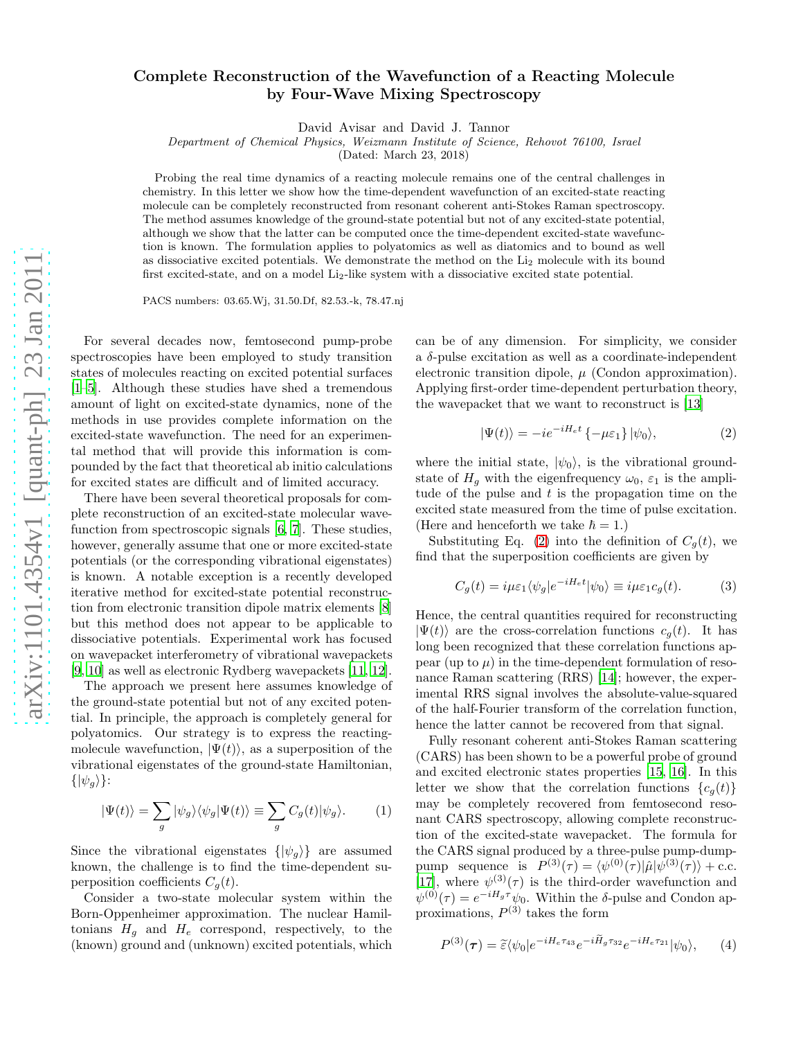# Complete Reconstruction of the Wavefunction of a Reacting Molecule by Four-Wave Mixing Spectroscopy

David Avisar and David J. Tannor

*Department of Chemical Physics, Weizmann Institute of Science, Rehovot 76100, Israel*

(Dated: March 23, 2018)

Probing the real time dynamics of a reacting molecule remains one of the central challenges in chemistry. In this letter we show how the time-dependent wavefunction of an excited-state reacting molecule can be completely reconstructed from resonant coherent anti-Stokes Raman spectroscopy. The method assumes knowledge of the ground-state potential but not of any excited-state potential, although we show that the latter can be computed once the time-dependent excited-state wavefunction is known. The formulation applies to polyatomics as well as diatomics and to bound as well as dissociative excited potentials. We demonstrate the method on the $Li_2$ molecule with its bound first excited-state, and on a model $Li_2$-like system with a dissociative excited state potential.

PACS numbers: 03.65.Wj, 31.50.Df, 82.53.-k, 78.47.nj

For several decades now, femtosecond pump-probe spectroscopies have been employed to study transition states of molecules reacting on excited potential surfaces [1–5]. Although these studies have shed a tremendous amount of light on excited-state dynamics, none of the methods in use provides complete information on the excited-state wavefunction. The need for an experimental method that will provide this information is compounded by the fact that theoretical ab initio calculations for excited states are difficult and of limited accuracy.

There have been several theoretical proposals for complete reconstruction of an excited-state molecular wavefunction from spectroscopic signals [6, 7]. These studies, however, generally assume that one or more excited-state potentials (or the corresponding vibrational eigenstates) is known. A notable exception is a recently developed iterative method for excited-state potential reconstruction from electronic transition dipole matrix elements [8] but this method does not appear to be applicable to dissociative potentials. Experimental work has focused on wavepacket interferometry of vibrational wavepackets [9, 10] as well as electronic Rydberg wavepackets [11, 12].

The approach we present here assumes knowledge of the ground-state potential but not of any excited potential. In principle, the approach is completely general for polyatomics. Our strategy is to express the reacting-molecule wavefunction, $|\Psi(t)\rangle$, as a superposition of the vibrational eigenstates of the ground-state Hamiltonian, $\{|\psi_g\rangle\}$:

$$|\Psi(t)\rangle = \sum_g |\psi_g\rangle\langle\psi_g|\Psi(t)\rangle \equiv \sum_g C_g(t)|\psi_g\rangle. \tag{1}$$

Since the vibrational eigenstates $\{|\psi_g\rangle\}$ are assumed known, the challenge is to find the time-dependent superposition coefficients $C_g(t)$.

Consider a two-state molecular system within the Born-Oppenheimer approximation. The nuclear Hamiltonians $H_g$ and $H_e$ correspond, respectively, to the (known) ground and (unknown) excited potentials, which can be of any dimension. For simplicity, we consider a $\delta$-pulse excitation as well as a coordinate-independent electronic transition dipole, $\mu$ (Condon approximation). Applying first-order time-dependent perturbation theory, the wavepacket that we want to reconstruct is [13]

$$|\Psi(t)\rangle = -ie^{-iH_e t}\{-\mu\varepsilon_1\}|\psi_0\rangle, \tag{2}$$

where the initial state, $|\psi_0\rangle$, is the vibrational ground-state of $H_g$ with the eigenfrequency $\omega_0$, $\varepsilon_1$ is the amplitude of the pulse and $t$ is the propagation time on the excited state measured from the time of pulse excitation. (Here and henceforth we take $\hbar = 1$.)

Substituting Eq. (2) into the definition of $C_g(t)$, we find that the superposition coefficients are given by

$$C_g(t) = i\mu\varepsilon_1\langle\psi_g|e^{-iH_e t}|\psi_0\rangle \equiv i\mu\varepsilon_1 c_g(t). \tag{3}$$

Hence, the central quantities required for reconstructing $|\Psi(t)\rangle$ are the cross-correlation functions $c_g(t)$. It has long been recognized that these correlation functions appear (up to $\mu$) in the time-dependent formulation of resonance Raman scattering (RRS) [14]; however, the experimental RRS signal involves the absolute-value-squared of the half-Fourier transform of the correlation function, hence the latter cannot be recovered from that signal.

Fully resonant coherent anti-Stokes Raman scattering (CARS) has been shown to be a powerful probe of ground and excited electronic states properties [15, 16]. In this letter we show that the correlation functions $\{c_g(t)\}$ may be completely recovered from femtosecond resonant CARS spectroscopy, allowing complete reconstruction of the excited-state wavepacket. The formula for the CARS signal produced by a three-pulse pump-dump-pump sequence is $P^{(3)}(\tau) = \langle\psi^{(0)}(\tau)|\hat{\mu}|\psi^{(3)}(\tau)\rangle + \text{c.c.}$ [17], where $\psi^{(3)}(\tau)$ is the third-order wavefunction and $\psi^{(0)}(\tau) = e^{-iH_g\tau}\psi_0$. Within the $\delta$-pulse and Condon approximations, $P^{(3)}$ takes the form

$$P^{(3)}(\boldsymbol{\tau}) = \widetilde{\varepsilon}\langle\psi_0|e^{-iH_e\tau_{43}}e^{-i\widetilde{H}_g\tau_{32}}e^{-iH_e\tau_{21}}|\psi_0\rangle, \tag{4}$$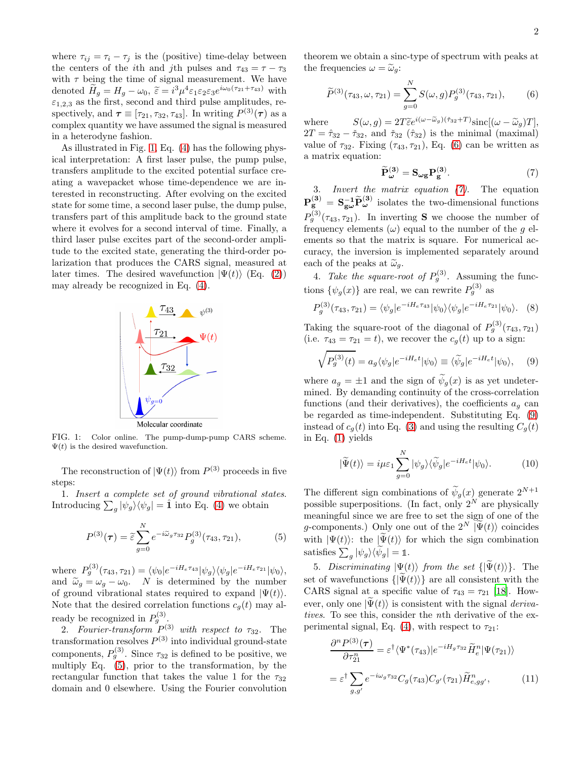where $\tau_{ij} = \tau_i - \tau_j$ is the (positive) time-delay between the centers of the $i$th and $j$th pulses and $\tau_{43} = \tau - \tau_3$ with $\tau$ being the time of signal measurement. We have denoted $\widetilde{H}_g = H_g - \omega_0$, $\widetilde{\varepsilon} = i^3 \mu^4 \varepsilon_1 \varepsilon_2 \varepsilon_3 e^{i\omega_0(\tau_{21}+\tau_{43})}$ with $\varepsilon_{1,2,3}$ as the first, second and third pulse amplitudes, respectively, and $\boldsymbol{\tau} \equiv [\tau_{21}, \tau_{32}, \tau_{43}]$. In writing $P^{(3)}(\boldsymbol{\tau})$ as a complex quantity we have assumed the signal is measured in a heterodyne fashion.

As illustrated in Fig. 1, Eq. (4) has the following physical interpretation: A first laser pulse, the pump pulse, transfers amplitude to the excited potential surface creating a wavepacket whose time-dependence we are interested in reconstructing. After evolving on the excited state for some time, a second laser pulse, the dump pulse, transfers part of this amplitude back to the ground state where it evolves for a second interval of time. Finally, a third laser pulse excites part of the second-order amplitude to the excited state, generating the third-order polarization that produces the CARS signal, measured at later times. The desired wavefunction $|\Psi(t)\rangle$ (Eq. (2)) may already be recognized in Eq. (4).

FIG. 1: Color online. The pump-dump-pump CARS scheme. $\Psi(t)$ is the desired wavefunction.

The reconstruction of $|\Psi(t)\rangle$ from $P^{(3)}$ proceeds in five steps:

1. *Insert a complete set of ground vibrational states.* Introducing $\sum_g |\psi_g\rangle\langle\psi_g| = \hat{\mathbf{1}}$ into Eq. (4) we obtain

$$P^{(3)}(\boldsymbol{\tau}) = \widetilde{\varepsilon} \sum_{g=0}^{N} e^{-i\widetilde{\omega}_g \tau_{32}} P_g^{(3)}(\tau_{43}, \tau_{21}), \tag{5}$$

where $P_g^{(3)}(\tau_{43}, \tau_{21}) = \langle\psi_0|e^{-iH_e\tau_{43}}|\psi_g\rangle\langle\psi_g|e^{-iH_e\tau_{21}}|\psi_0\rangle$, and $\widetilde{\omega}_g = \omega_g - \omega_0$. $N$ is determined by the number of ground vibrational states required to expand $|\Psi(t)\rangle$. Note that the desired correlation functions $c_g(t)$ may already be recognized in $P_g^{(3)}$.

2. *Fourier-transform $P^{(3)}$ with respect to $\tau_{32}$.* The transformation resolves $P^{(3)}$ into individual ground-state components, $P_g^{(3)}$. Since $\tau_{32}$ is defined to be positive, we multiply Eq. (5), prior to the transformation, by the rectangular function that takes the value 1 for the $\tau_{32}$ domain and 0 elsewhere. Using the Fourier convolution theorem we obtain a sinc-type of spectrum with peaks at the frequencies $\omega = \widetilde{\omega}_g$:

$$\widetilde{P}^{(3)}(\tau_{43}, \omega, \tau_{21}) = \sum_{g=0}^{N} S(\omega, g) P_g^{(3)}(\tau_{43}, \tau_{21}), \tag{6}$$

where $S(\omega, g) = 2T\widetilde{\varepsilon} e^{i(\omega - \widetilde{\omega}_g)(\check{\tau}_{32}+T)} \mathrm{sinc}[(\omega - \widetilde{\omega}_g)T]$, $2T = \hat{\tau}_{32} - \check{\tau}_{32}$, and $\check{\tau}_{32}$ ($\hat{\tau}_{32}$) is the minimal (maximal) value of $\tau_{32}$. Fixing $(\tau_{43}, \tau_{21})$, Eq. (6) can be written as a matrix equation:

$$\widetilde{\mathbf{P}}^{(3)}_{\boldsymbol{\omega}} = \mathbf{S}_{\boldsymbol{\omega}\mathbf{g}} \mathbf{P}^{(3)}_{\mathbf{g}}. \tag{7}$$

3. *Invert the matrix equation (7).* The equation $\mathbf{P}^{(3)}_{\mathbf{g}} = \mathbf{S}^{-1}_{\mathbf{g}\boldsymbol{\omega}} \widetilde{\mathbf{P}}^{(3)}_{\boldsymbol{\omega}}$ isolates the two-dimensional functions $P_g^{(3)}(\tau_{43}, \tau_{21})$. In inverting $\mathbf{S}$ we choose the number of frequency elements ($\omega$) equal to the number of the $g$ elements so that the matrix is square. For numerical accuracy, the inversion is implemented separately around each of the peaks at $\widetilde{\omega}_g$.

4. *Take the square-root of $P_g^{(3)}$.* Assuming the functions $\{\psi_g(x)\}$ are real, we can rewrite $P_g^{(3)}$ as

$$P_g^{(3)}(\tau_{43}, \tau_{21}) = \langle\psi_g|e^{-iH_e\tau_{43}}|\psi_0\rangle\langle\psi_g|e^{-iH_e\tau_{21}}|\psi_0\rangle. \tag{8}$$

Taking the square-root of the diagonal of $P_g^{(3)}(\tau_{43}, \tau_{21})$ (i.e. $\tau_{43} = \tau_{21} = t$), we recover the $c_g(t)$ up to a sign:

$$\sqrt{P_g^{(3)}(t)} = a_g \langle\psi_g|e^{-iH_e t}|\psi_0\rangle \equiv \langle\widetilde{\psi}_g|e^{-iH_e t}|\psi_0\rangle, \tag{9}$$

where $a_g = \pm 1$ and the sign of $\widetilde{\psi}_g(x)$ is as yet undetermined. By demanding continuity of the cross-correlation functions (and their derivatives), the coefficients $a_g$ can be regarded as time-independent. Substituting Eq. (9) instead of $c_g(t)$ into Eq. (3) and using the resulting $C_g(t)$ in Eq. (1) yields

$$|\widetilde{\Psi}(t)\rangle = i\mu\varepsilon_1 \sum_{g=0}^{N} |\psi_g\rangle\langle\widetilde{\psi}_g|e^{-iH_e t}|\psi_0\rangle. \tag{10}$$

The different sign combinations of $\widetilde{\psi}_g(x)$ generate $2^{N+1}$ possible superpositions. (In fact, only $2^N$ are physically meaningful since we are free to set the sign of one of the $g$-components.) Only one out of the $2^N$ $|\widetilde{\Psi}(t)\rangle$ coincides with $|\Psi(t)\rangle$: the $|\widetilde{\Psi}(t)\rangle$ for which the sign combination satisfies $\sum_g |\psi_g\rangle\langle\widetilde{\psi}_g| = \mathbb{1}$.

5. *Discriminating $|\Psi(t)\rangle$ from the set $\{|\widetilde{\Psi}(t)\rangle\}$.* The set of wavefunctions $\{|\widetilde{\Psi}(t)\rangle\}$ are all consistent with the CARS signal at a specific value of $\tau_{43} = \tau_{21}$ [18]. However, only one $|\widetilde{\Psi}(t)\rangle$ is consistent with the signal *derivatives*. To see this, consider the $n$th derivative of the experimental signal, Eq. (4), with respect to $\tau_{21}$:

$$\frac{\partial^n P^{(3)}(\boldsymbol{\tau})}{\partial \tau_{21}^n} = \varepsilon^\dagger \langle\Psi^*(\tau_{43})|e^{-iH_g\tau_{32}} \widetilde{H}_e^n |\Psi(\tau_{21})\rangle$$
$$= \varepsilon^\dagger \sum_{g,g'} e^{-i\omega_g\tau_{32}} C_g(\tau_{43}) C_{g'}(\tau_{21}) \widetilde{H}^n_{e,gg'}, \tag{11}$$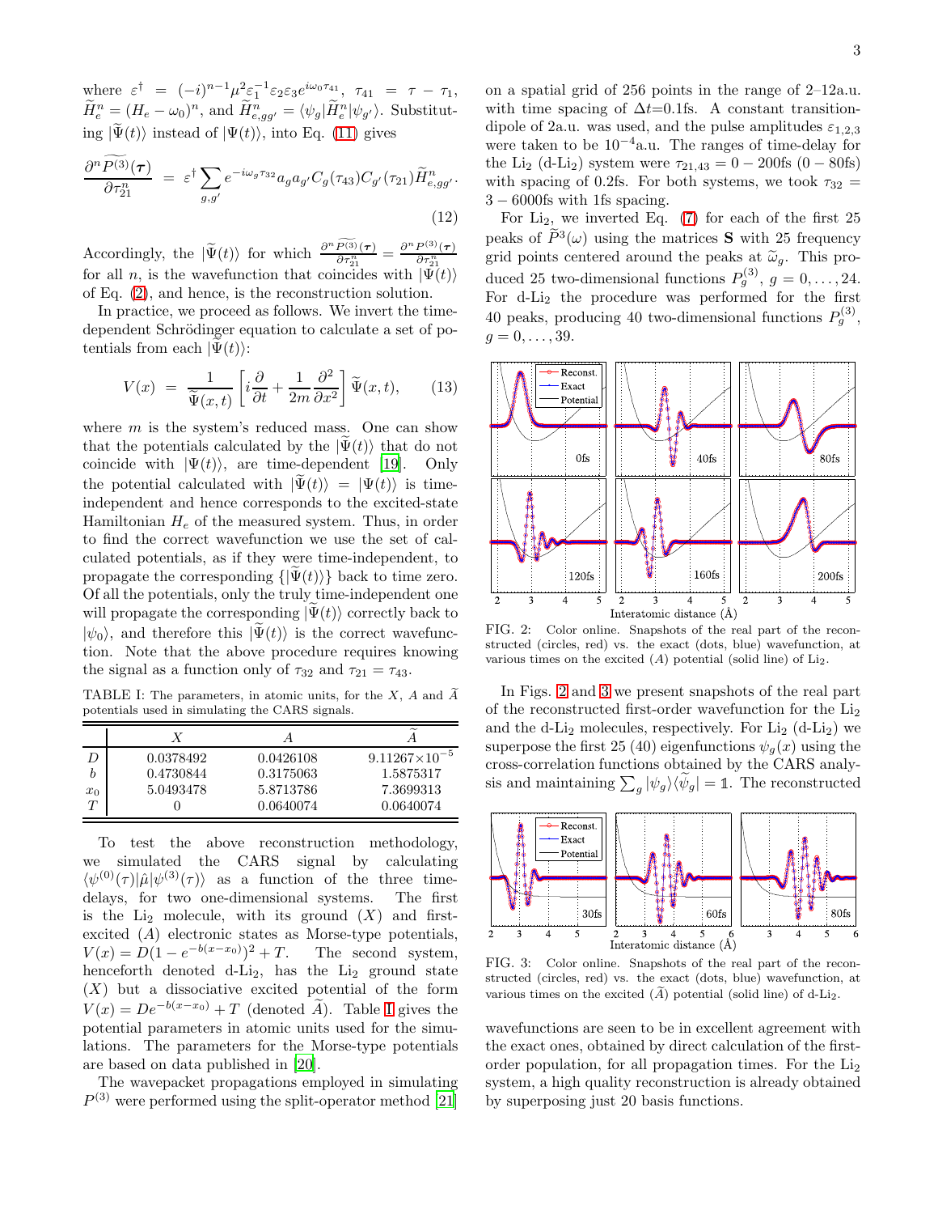where $\varepsilon^\dagger = (-i)^{n-1}\mu^2\varepsilon_1^{-1}\varepsilon_2\varepsilon_3 e^{i\omega_0\tau_{41}}$, $\tau_{41} = \tau - \tau_1$, $\widetilde{H}_e^n = (H_e - \omega_0)^n$, and $\widetilde{H}_{e,gg'}^n = \langle\psi_g|\widetilde{H}_e^n|\psi_{g'}\rangle$. Substituting $|\widetilde{\Psi}(t)\rangle$ instead of $|\Psi(t)\rangle$, into Eq. (11) gives

$$\frac{\partial^n \widetilde{P^{(3)}}(\boldsymbol{\tau})}{\partial\tau_{21}^n} = \varepsilon^\dagger \sum_{g,g'} e^{-i\omega_g\tau_{32}} a_g a_{g'} C_g(\tau_{43}) C_{g'}(\tau_{21}) \widetilde{H}_{e,gg'}^n. \tag{12}$$

Accordingly, the $|\widetilde{\Psi}(t)\rangle$ for which $\frac{\partial^n \widetilde{P^{(3)}}(\boldsymbol{\tau})}{\partial\tau_{21}^n} = \frac{\partial^n P^{(3)}(\boldsymbol{\tau})}{\partial\tau_{21}^n}$ for all $n$, is the wavefunction that coincides with $|\Psi(t)\rangle$ of Eq. (2), and hence, is the reconstruction solution.

In practice, we proceed as follows. We invert the time-dependent Schrödinger equation to calculate a set of potentials from each $|\widetilde{\Psi}(t)\rangle$:

$$V(x) = \frac{1}{\widetilde{\Psi}(x,t)}\left[i\frac{\partial}{\partial t} + \frac{1}{2m}\frac{\partial^2}{\partial x^2}\right]\widetilde{\Psi}(x,t), \tag{13}$$

where $m$ is the system's reduced mass. One can show that the potentials calculated by the $|\widetilde{\Psi}(t)\rangle$ that do not coincide with $|\Psi(t)\rangle$, are time-dependent [19]. Only the potential calculated with $|\widetilde{\Psi}(t)\rangle = |\Psi(t)\rangle$ is time-independent and hence corresponds to the excited-state Hamiltonian $H_e$ of the measured system. Thus, in order to find the correct wavefunction we use the set of calculated potentials, as if they were time-independent, to propagate the corresponding $\{|\widetilde{\Psi}(t)\rangle\}$ back to time zero. Of all the potentials, only the truly time-independent one will propagate the corresponding $|\widetilde{\Psi}(t)\rangle$ correctly back to $|\psi_0\rangle$, and therefore this $|\widetilde{\Psi}(t)\rangle$ is the correct wavefunction. Note that the above procedure requires knowing the signal as a function only of $\tau_{32}$ and $\tau_{21} = \tau_{43}$.

TABLE I: The parameters, in atomic units, for the $X$, $A$ and $\widetilde{A}$ potentials used in simulating the CARS signals.

| | $X$ | $A$ | $\widetilde{A}$ |
|---|---|---|---|
| $D$ | 0.0378492 | 0.0426108 | $9.11267\times10^{-5}$ |
| $b$ | 0.4730844 | 0.3175063 | 1.5875317 |
| $x_0$ | 5.0493478 | 5.8713786 | 7.3699313 |
| $T$ | 0 | 0.0640074 | 0.0640074 |

To test the above reconstruction methodology, we simulated the CARS signal by calculating $\langle\psi^{(0)}(\tau)|\hat{\mu}|\psi^{(3)}(\tau)\rangle$ as a function of the three time-delays, for two one-dimensional systems. The first is the $Li_2$ molecule, with its ground ($X$) and first-excited ($A$) electronic states as Morse-type potentials, $V(x) = D(1-e^{-b(x-x_0)})^2 + T$. The second system, henceforth denoted d-$Li_2$, has the $Li_2$ ground state ($X$) but a dissociative excited potential of the form $V(x) = De^{-b(x-x_0)} + T$ (denoted $\widetilde{A}$). Table I gives the potential parameters in atomic units used for the simulations. The parameters for the Morse-type potentials are based on data published in [20].

The wavepacket propagations employed in simulating $P^{(3)}$ were performed using the split-operator method [21] on a spatial grid of 256 points in the range of 2–12a.u. with time spacing of $\Delta t$=0.1fs. A constant transition-dipole of 2a.u. was used, and the pulse amplitudes $\varepsilon_{1,2,3}$ were taken to be $10^{-4}$a.u. The ranges of time-delay for the $Li_2$ (d-$Li_2$) system were $\tau_{21,43} = 0-200$fs ($0-80$fs) with spacing of 0.2fs. For both systems, we took $\tau_{32} = 3-6000$fs with 1fs spacing.

For $Li_2$, we inverted Eq. (7) for each of the first 25 peaks of $\widetilde{P}^3(\omega)$ using the matrices $\mathbf{S}$ with 25 frequency grid points centered around the peaks at $\widetilde{\omega}_g$. This produced 25 two-dimensional functions $P_g^{(3)}$, $g = 0,\ldots,24$. For d-$Li_2$ the procedure was performed for the first 40 peaks, producing 40 two-dimensional functions $P_g^{(3)}$, $g = 0,\ldots,39$.

FIG. 2: Color online. Snapshots of the real part of the reconstructed (circles, red) vs. the exact (dots, blue) wavefunction, at various times on the excited ($A$) potential (solid line) of $Li_2$.

In Figs. 2 and 3 we present snapshots of the real part of the reconstructed first-order wavefunction for the $Li_2$ and the d-$Li_2$ molecules, respectively. For $Li_2$ (d-$Li_2$) we superpose the first 25 (40) eigenfunctions $\psi_g(x)$ using the cross-correlation functions obtained by the CARS analysis and maintaining $\sum_g |\psi_g\rangle\langle\widetilde{\psi}_g| = \mathbb{1}$. The reconstructed wavefunctions are seen to be in excellent agreement with the exact ones, obtained by direct calculation of the first-order population, for all propagation times. For the $Li_2$ system, a high quality reconstruction is already obtained by superposing just 20 basis functions.

FIG. 3: Color online. Snapshots of the real part of the reconstructed (circles, red) vs. the exact (dots, blue) wavefunction, at various times on the excited ($\widetilde{A}$) potential (solid line) of d-$Li_2$.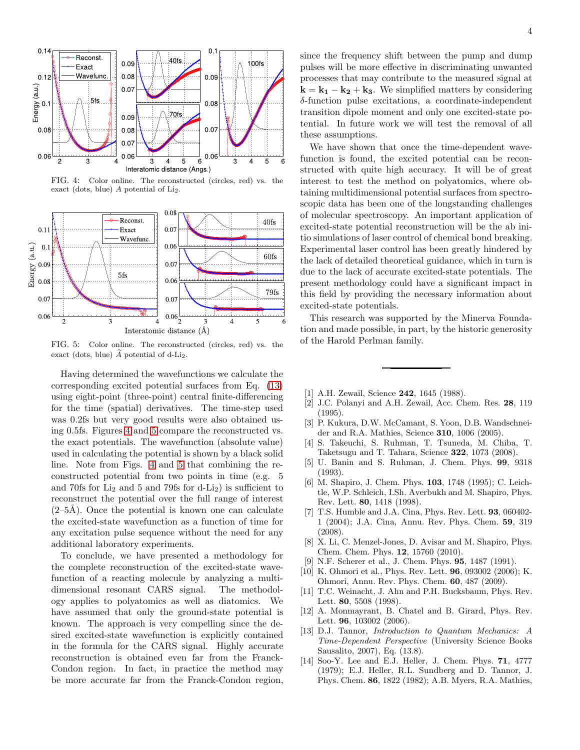FIG. 4: Color online. The reconstructed (circles, red) vs. the exact (dots, blue) $A$ potential of $Li_2$.

FIG. 5: Color online. The reconstructed (circles, red) vs. the exact (dots, blue) $\widetilde{A}$ potential of d-$Li_2$.

Having determined the wavefunctions we calculate the corresponding excited potential surfaces from Eq. (13) using eight-point (three-point) central finite-differencing for the time (spatial) derivatives. The time-step used was 0.2fs but very good results were also obtained using 0.5fs. Figures 4 and 5 compare the reconstructed vs. the exact potentials. The wavefunction (absolute value) used in calculating the potential is shown by a black solid line. Note from Figs. 4 and 5 that combining the reconstructed potential from two points in time (e.g. 5 and 70fs for $Li_2$ and 5 and 79fs for d-$Li_2$) is sufficient to reconstruct the potential over the full range of interest (2–5Å). Once the potential is known one can calculate the excited-state wavefunction as a function of time for any excitation pulse sequence without the need for any additional laboratory experiments.

To conclude, we have presented a methodology for the complete reconstruction of the excited-state wavefunction of a reacting molecule by analyzing a multidimensional resonant CARS signal. The methodology applies to polyatomics as well as diatomics. We have assumed that only the ground-state potential is known. The approach is very compelling since the desired excited-state wavefunction is explicitly contained in the formula for the CARS signal. Highly accurate reconstruction is obtained even far from the Franck-Condon region. In fact, in practice the method may be more accurate far from the Franck-Condon region, since the frequency shift between the pump and dump pulses will be more effective in discriminating unwanted processes that may contribute to the measured signal at $\mathbf{k} = \mathbf{k_1} - \mathbf{k_2} + \mathbf{k_3}$. We simplified matters by considering $\delta$-function pulse excitations, a coordinate-independent transition dipole moment and only one excited-state potential. In future work we will test the removal of all these assumptions.

We have shown that once the time-dependent wavefunction is found, the excited potential can be reconstructed with quite high accuracy. It will be of great interest to test the method on polyatomics, where obtaining multidimensional potential surfaces from spectroscopic data has been one of the longstanding challenges of molecular spectroscopy. An important application of excited-state potential reconstruction will be the ab initio simulations of laser control of chemical bond breaking. Experimental laser control has been greatly hindered by the lack of detailed theoretical guidance, which in turn is due to the lack of accurate excited-state potentials. The present methodology could have a significant impact in this field by providing the necessary information about excited-state potentials.

This research was supported by the Minerva Foundation and made possible, in part, by the historic generosity of the Harold Perlman family.

---

[1] A.H. Zewail, Science **242**, 1645 (1988).

[2] J.C. Polanyi and A.H. Zewail, Acc. Chem. Res. **28**, 119 (1995).

[3] P. Kukura, D.W. McCamant, S. Yoon, D.B. Wandschneider and R.A. Mathies, Science **310**, 1006 (2005).

[4] S. Takeuchi, S. Ruhman, T. Tsuneda, M. Chiba, T. Taketsugu and T. Tahara, Science **322**, 1073 (2008).

[5] U. Banin and S. Ruhman, J. Chem. Phys. **99**, 9318 (1993).

[6] M. Shapiro, J. Chem. Phys. **103**, 1748 (1995); C. Leichtle, W.P. Schleich, I.Sh. Averbukh and M. Shapiro, Phys. Rev. Lett. **80**, 1418 (1998).

[7] T.S. Humble and J.A. Cina, Phys. Rev. Lett. **93**, 060402-1 (2004); J.A. Cina, Annu. Rev. Phys. Chem. **59**, 319 (2008).

[8] X. Li, C. Menzel-Jones, D. Avisar and M. Shapiro, Phys. Chem. Chem. Phys. **12**, 15760 (2010).

[9] N.F. Scherer et al., J. Chem. Phys. **95**, 1487 (1991).

[10] K. Ohmori et al., Phys. Rev. Lett. **96**, 093002 (2006); K. Ohmori, Annu. Rev. Phys. Chem. **60**, 487 (2009).

[11] T.C. Weinacht, J. Ahn and P.H. Bucksbaum, Phys. Rev. Lett. **80**, 5508 (1998).

[12] A. Monmayrant, B. Chatel and B. Girard, Phys. Rev. Lett. **96**, 103002 (2006).

[13] D.J. Tannor, *Introduction to Quantum Mechanics: A Time-Dependent Perspective* (University Science Books Sausalito, 2007), Eq. (13.8).

[14] Soo-Y. Lee and E.J. Heller, J. Chem. Phys. **71**, 4777 (1979); E.J. Heller, R.L. Sundberg and D. Tannor, J. Phys. Chem. **86**, 1822 (1982); A.B. Myers, R.A. Mathies,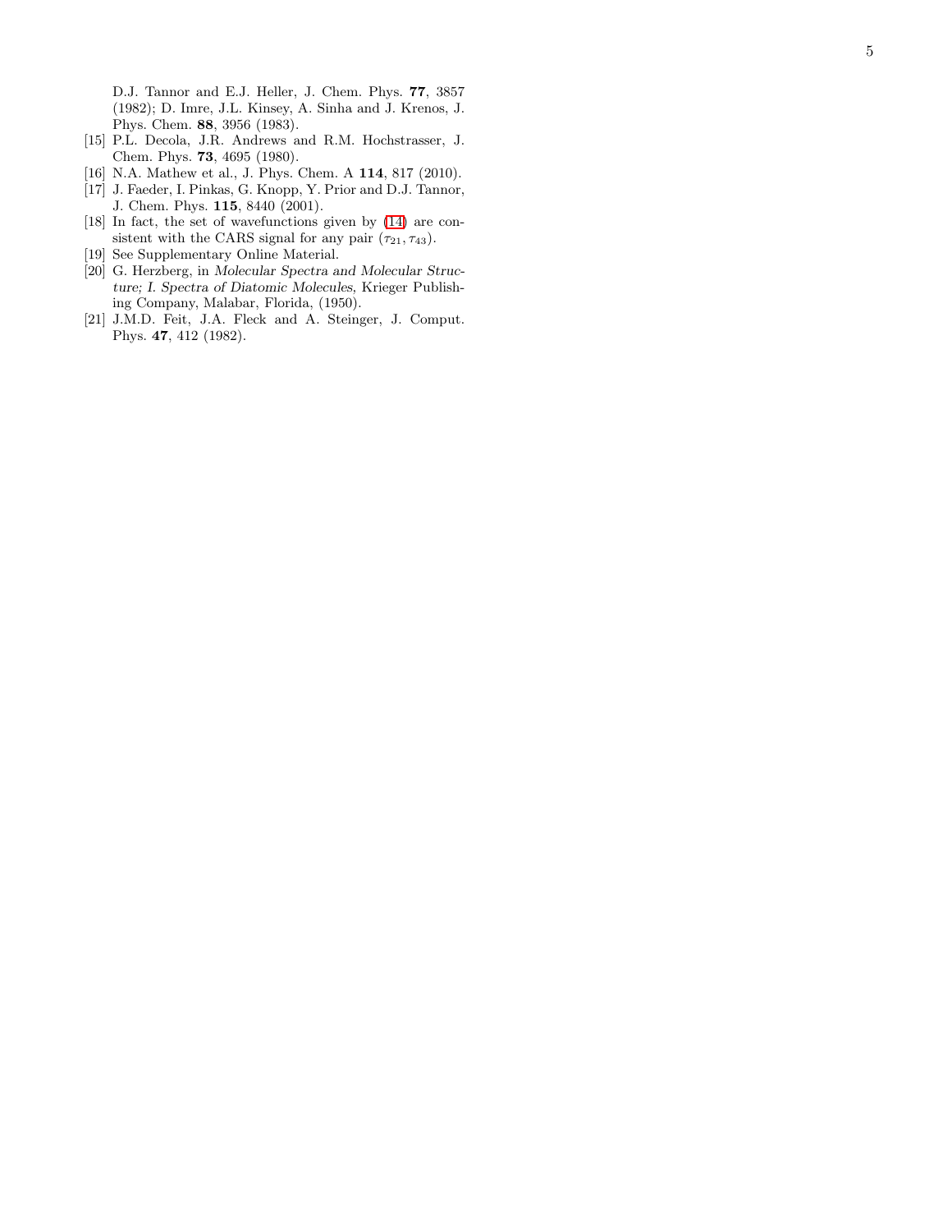D.J. Tannor and E.J. Heller, J. Chem. Phys. **77**, 3857 (1982); D. Imre, J.L. Kinsey, A. Sinha and J. Krenos, J. Phys. Chem. **88**, 3956 (1983).

[15] P.L. Decola, J.R. Andrews and R.M. Hochstrasser, J. Chem. Phys. **73**, 4695 (1980).

[16] N.A. Mathew et al., J. Phys. Chem. A **114**, 817 (2010).

[17] J. Faeder, I. Pinkas, G. Knopp, Y. Prior and D.J. Tannor, J. Chem. Phys. **115**, 8440 (2001).

[18] In fact, the set of wavefunctions given by (14) are consistent with the CARS signal for any pair $(\tau_{21}, \tau_{43})$.

[19] See Supplementary Online Material.

[20] G. Herzberg, in *Molecular Spectra and Molecular Structure; I. Spectra of Diatomic Molecules*, Krieger Publishing Company, Malabar, Florida, (1950).

[21] J.M.D. Feit, J.A. Fleck and A. Steinger, J. Comput. Phys. **47**, 412 (1982).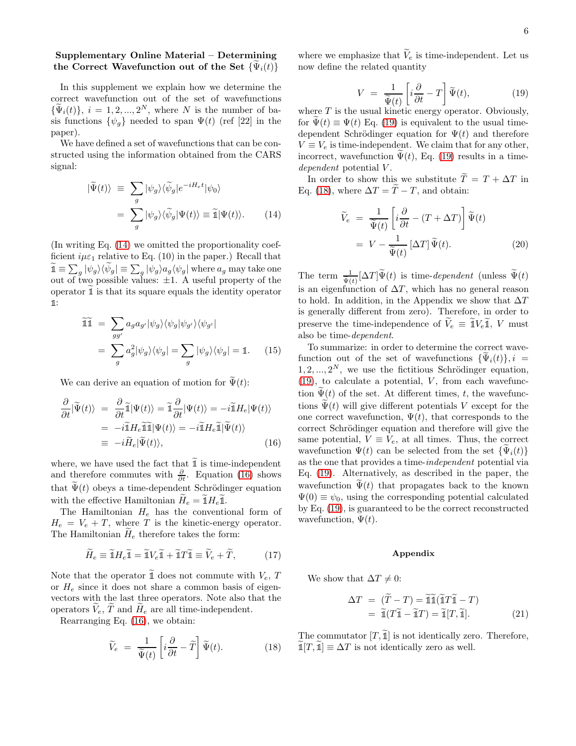## Supplementary Online Material – Determining the Correct Wavefunction out of the Set $\{\widetilde{\Psi}_i(t)\}$

In this supplement we explain how we determine the correct wavefunction out of the set of wavefunctions $\{\widetilde{\Psi}_i(t)\}$, $i = 1, 2, ..., 2^N$, where $N$ is the number of basis functions $\{\psi_g\}$ needed to span $\Psi(t)$ (ref [22] in the paper).

We have defined a set of wavefunctions that can be constructed using the information obtained from the CARS signal:

$$
\begin{aligned}
|\widetilde{\Psi}(t)\rangle &\equiv \sum_g |\psi_g\rangle\langle\widetilde{\psi}_g|e^{-iH_e t}|\psi_0\rangle \\
&= \sum_g |\psi_g\rangle\langle\widetilde{\psi}_g|\Psi(t)\rangle \equiv \widetilde{\mathbb{1}}|\Psi(t)\rangle. \qquad (14)
\end{aligned}
$$

(In writing Eq. (14) we omitted the proportionality coefficient $i\mu\varepsilon_1$ relative to Eq. (10) in the paper.) Recall that $\widetilde{\mathbb{1}} \equiv \sum_g |\psi_g\rangle\langle\widetilde{\psi}_g| \equiv \sum_g |\psi_g\rangle a_g \langle\psi_g|$ where $a_g$ may take one out of two possible values: $\pm 1$. A useful property of the operator $\widetilde{\mathbb{1}}$ is that its square equals the identity operator $\mathbb{1}$:

$$
\begin{aligned}
\widetilde{\mathbb{1}}\widetilde{\mathbb{1}} &= \sum_{gg'} a_g a_{g'} |\psi_g\rangle\langle\psi_g|\psi_{g'}\rangle\langle\psi_{g'}| \\
&= \sum_g a_g^2 |\psi_g\rangle\langle\psi_g| = \sum_g |\psi_g\rangle\langle\psi_g| = \mathbb{1}. \qquad (15)
\end{aligned}
$$

We can derive an equation of motion for $\widetilde{\Psi}(t)$:

$$
\begin{aligned}
\frac{\partial}{\partial t}|\widetilde{\Psi}(t)\rangle &= \frac{\partial}{\partial t}\widetilde{\mathbb{1}}|\Psi(t)\rangle = \widetilde{\mathbb{1}}\frac{\partial}{\partial t}|\Psi(t)\rangle = -i\widetilde{\mathbb{1}}H_e|\Psi(t)\rangle \\
&= -i\widetilde{\mathbb{1}}H_e\widetilde{\mathbb{1}}\widetilde{\mathbb{1}}|\Psi(t)\rangle = -i\widetilde{\mathbb{1}}H_e\widetilde{\mathbb{1}}|\widetilde{\Psi}(t)\rangle \\
&\equiv -i\widetilde{H}_e|\widetilde{\Psi}(t)\rangle, \qquad (16)
\end{aligned}
$$

where, we have used the fact that $\widetilde{\mathbb{1}}$ is time-independent and therefore commutes with $\frac{\partial}{\partial t}$. Equation (16) shows that $\widetilde{\Psi}(t)$ obeys a time-dependent Schrödinger equation with the effective Hamiltonian $\widetilde{H}_e = \widetilde{\mathbb{1}}H_e\widetilde{\mathbb{1}}$.

The Hamiltonian $H_e$ has the conventional form of $H_e = V_e + T$, where $T$ is the kinetic-energy operator. The Hamiltonian $\widetilde{H}_e$ therefore takes the form:

$$
\widetilde{H}_e \equiv \widetilde{\mathbb{1}}H_e\widetilde{\mathbb{1}} = \widetilde{\mathbb{1}}V_e\widetilde{\mathbb{1}} + \widetilde{\mathbb{1}}T\widetilde{\mathbb{1}} \equiv \widetilde{V}_e + \widetilde{T}, \qquad (17)
$$

Note that the operator $\widetilde{\mathbb{1}}$ does not commute with $V_e$, $T$ or $H_e$ since it does not share a common basis of eigenvectors with the last three operators. Note also that the operators $\widetilde{V}_e$, $\widetilde{T}$ and $\widetilde{H}_e$ are all time-independent.

Rearranging Eq. (16), we obtain:

$$
\widetilde{V}_e = \frac{1}{\widetilde{\Psi}(t)}\left[i\frac{\partial}{\partial t} - \widetilde{T}\right]\widetilde{\Psi}(t). \qquad (18)
$$

where we emphasize that $\widetilde{V}_e$ is time-independent. Let us now define the related quantity

$$
V = \frac{1}{\widetilde{\Psi}(t)}\left[i\frac{\partial}{\partial t} - T\right]\widetilde{\Psi}(t), \qquad (19)
$$

where $T$ is the usual kinetic energy operator. Obviously, for $\widetilde{\Psi}(t) \equiv \Psi(t)$ Eq. (19) is equivalent to the usual time-dependent Schrödinger equation for $\Psi(t)$ and therefore $V \equiv V_e$ is time-independent. We claim that for any other, incorrect, wavefunction $\widetilde{\Psi}(t)$, Eq. (19) results in a time-*dependent* potential $V$.

In order to show this we substitute $\widetilde{T} = T + \Delta T$ in Eq. (18), where $\Delta T = \widetilde{T} - T$, and obtain:

$$
\begin{aligned}
\widetilde{V}_e &= \frac{1}{\widetilde{\Psi}(t)}\left[i\frac{\partial}{\partial t} - (T + \Delta T)\right]\widetilde{\Psi}(t) \\
&= V - \frac{1}{\widetilde{\Psi}(t)}[\Delta T]\widetilde{\Psi}(t). \qquad (20)
\end{aligned}
$$

The term $\frac{1}{\widetilde{\Psi}(t)}[\Delta T]\widetilde{\Psi}(t)$ is time-*dependent* (unless $\widetilde{\Psi}(t)$ is an eigenfunction of $\Delta T$, which has no general reason to hold. In addition, in the Appendix we show that $\Delta T$ is generally different from zero). Therefore, in order to preserve the time-independence of $\widetilde{V}_e \equiv \widetilde{\mathbb{1}}V_e\widetilde{\mathbb{1}}$, $V$ must also be time-*dependent*.

To summarize: in order to determine the correct wavefunction out of the set of wavefunctions $\{\widetilde{\Psi}_i(t)\}, i = 1, 2, ..., 2^N$, we use the fictitious Schrödinger equation, (19), to calculate a potential, $V$, from each wavefunction $\widetilde{\Psi}(t)$ of the set. At different times, $t$, the wavefunctions $\widetilde{\Psi}(t)$ will give different potentials $V$ except for the one correct wavefunction, $\Psi(t)$, that corresponds to the correct Schrödinger equation and therefore will give the same potential, $V \equiv V_e$, at all times. Thus, the correct wavefunction $\Psi(t)$ can be selected from the set $\{\widetilde{\Psi}_i(t)\}$ as the one that provides a time-*independent* potential via Eq. (19). Alternatively, as described in the paper, the wavefunction $\widetilde{\Psi}(t)$ that propagates back to the known $\Psi(0) \equiv \psi_0$, using the corresponding potential calculated by Eq. (19), is guaranteed to be the correct reconstructed wavefunction, $\Psi(t)$.

### Appendix

We show that $\Delta T \neq 0$:

$$
\begin{aligned}
\Delta T &= (\widetilde{T} - T) = \widetilde{\mathbb{1}}\widetilde{\mathbb{1}}(\widetilde{\mathbb{1}}T\widetilde{\mathbb{1}} - T) \\
&= \widetilde{\mathbb{1}}(T\widetilde{\mathbb{1}} - \widetilde{\mathbb{1}}T) = \widetilde{\mathbb{1}}[T, \widetilde{\mathbb{1}}]. \qquad (21)
\end{aligned}
$$

The commutator $[T, \widetilde{\mathbb{1}}]$ is not identically zero. Therefore, $\widetilde{\mathbb{1}}[T, \widetilde{\mathbb{1}}] \equiv \Delta T$ is not identically zero as well.